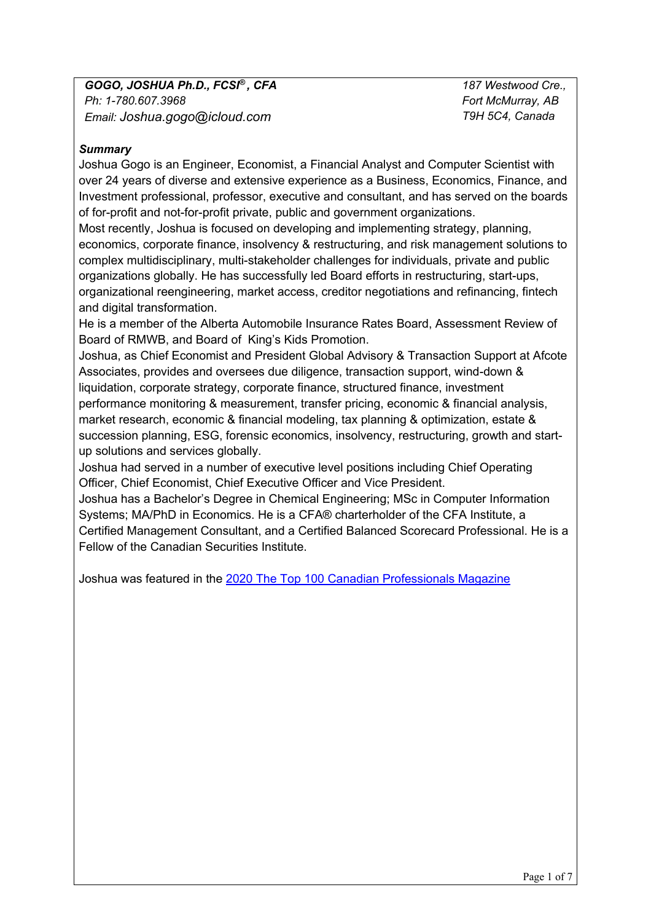***GOGO, JOSHUA Ph.D., FCSI®, CFA***
*Ph: 1-780.607.3968*
*Email: Joshua.gogo@icloud.com*

*187 Westwood Cre.,*
*Fort McMurray, AB*
*T9H 5C4, Canada*

***Summary***

Joshua Gogo is an Engineer, Economist, a Financial Analyst and Computer Scientist with over 24 years of diverse and extensive experience as a Business, Economics, Finance, and Investment professional, professor, executive and consultant, and has served on the boards of for-profit and not-for-profit private, public and government organizations.

Most recently, Joshua is focused on developing and implementing strategy, planning, economics, corporate finance, insolvency & restructuring, and risk management solutions to complex multidisciplinary, multi-stakeholder challenges for individuals, private and public organizations globally. He has successfully led Board efforts in restructuring, start-ups, organizational reengineering, market access, creditor negotiations and refinancing, fintech and digital transformation.

He is a member of the Alberta Automobile Insurance Rates Board, Assessment Review of Board of RMWB, and Board of King's Kids Promotion.

Joshua, as Chief Economist and President Global Advisory & Transaction Support at Afcote Associates, provides and oversees due diligence, transaction support, wind-down & liquidation, corporate strategy, corporate finance, structured finance, investment performance monitoring & measurement, transfer pricing, economic & financial analysis, market research, economic & financial modeling, tax planning & optimization, estate & succession planning, ESG, forensic economics, insolvency, restructuring, growth and start-up solutions and services globally.

Joshua had served in a number of executive level positions including Chief Operating Officer, Chief Economist, Chief Executive Officer and Vice President.

Joshua has a Bachelor's Degree in Chemical Engineering; MSc in Computer Information Systems; MA/PhD in Economics. He is a CFA® charterholder of the CFA Institute, a Certified Management Consultant, and a Certified Balanced Scorecard Professional. He is a Fellow of the Canadian Securities Institute.

Joshua was featured in the 2020 The Top 100 Canadian Professionals Magazine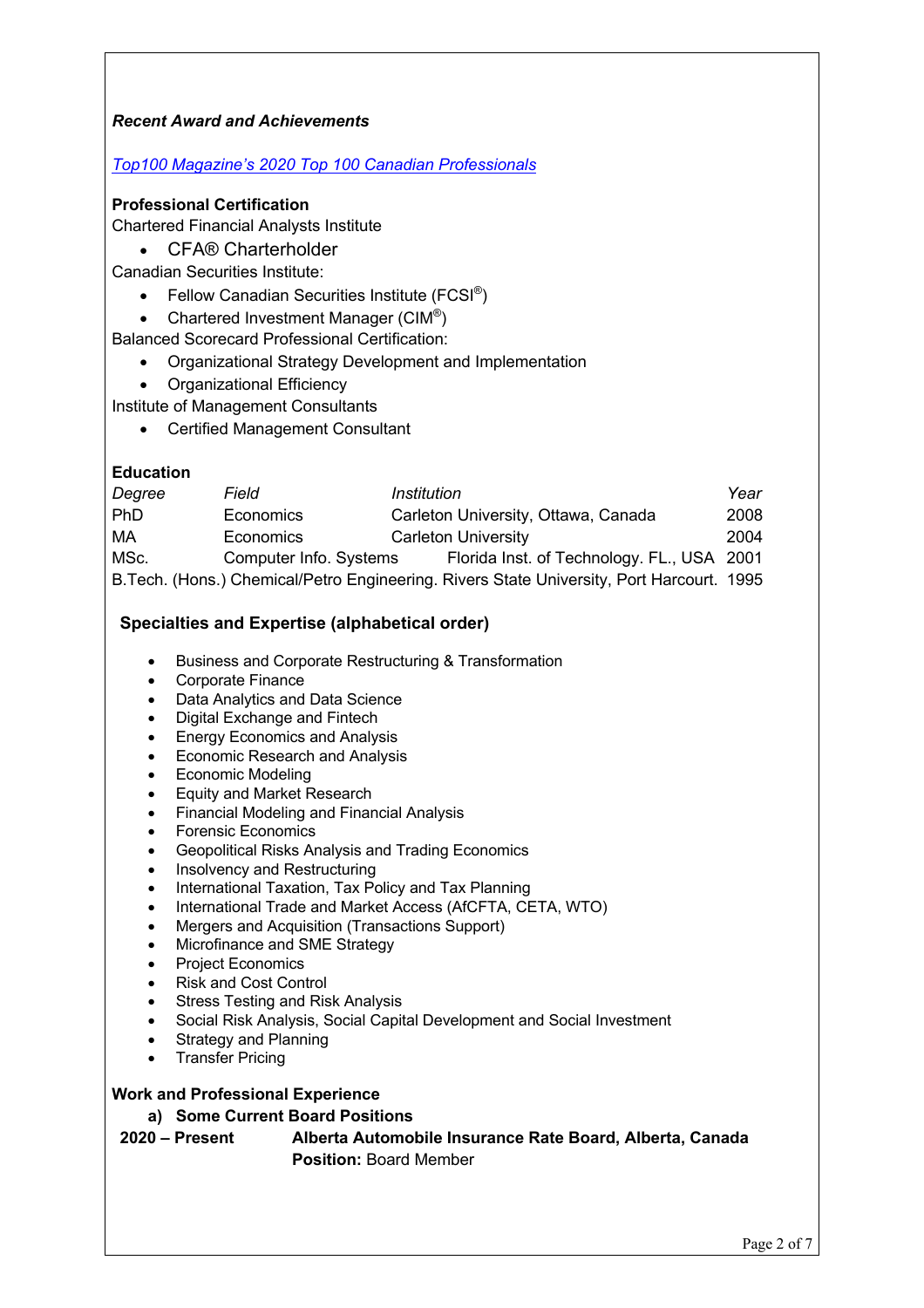***Recent Award and Achievements***

*Top100 Magazine's 2020 Top 100 Canadian Professionals*

**Professional Certification**

Chartered Financial Analysts Institute

- CFA® Charterholder

Canadian Securities Institute:

- Fellow Canadian Securities Institute (FCSI®)
- Chartered Investment Manager (CIM®)

Balanced Scorecard Professional Certification:

- Organizational Strategy Development and Implementation
- Organizational Efficiency

Institute of Management Consultants

- Certified Management Consultant

**Education**

| *Degree* | *Field* | *Institution* | *Year* |
|---|---|---|---|
| PhD | Economics | Carleton University, Ottawa, Canada | 2008 |
| MA | Economics | Carleton University | 2004 |
| MSc. | Computer Info. Systems | Florida Inst. of Technology. FL., USA | 2001 |
| B.Tech. (Hons.) | Chemical/Petro Engineering. | Rivers State University, Port Harcourt. | 1995 |

**Specialties and Expertise (alphabetical order)**

- Business and Corporate Restructuring & Transformation
- Corporate Finance
- Data Analytics and Data Science
- Digital Exchange and Fintech
- Energy Economics and Analysis
- Economic Research and Analysis
- Economic Modeling
- Equity and Market Research
- Financial Modeling and Financial Analysis
- Forensic Economics
- Geopolitical Risks Analysis and Trading Economics
- Insolvency and Restructuring
- International Taxation, Tax Policy and Tax Planning
- International Trade and Market Access (AfCFTA, CETA, WTO)
- Mergers and Acquisition (Transactions Support)
- Microfinance and SME Strategy
- Project Economics
- Risk and Cost Control
- Stress Testing and Risk Analysis
- Social Risk Analysis, Social Capital Development and Social Investment
- Strategy and Planning
- Transfer Pricing

**Work and Professional Experience**

**a) Some Current Board Positions**

**2020 – Present** **Alberta Automobile Insurance Rate Board, Alberta, Canada**
**Position:** Board Member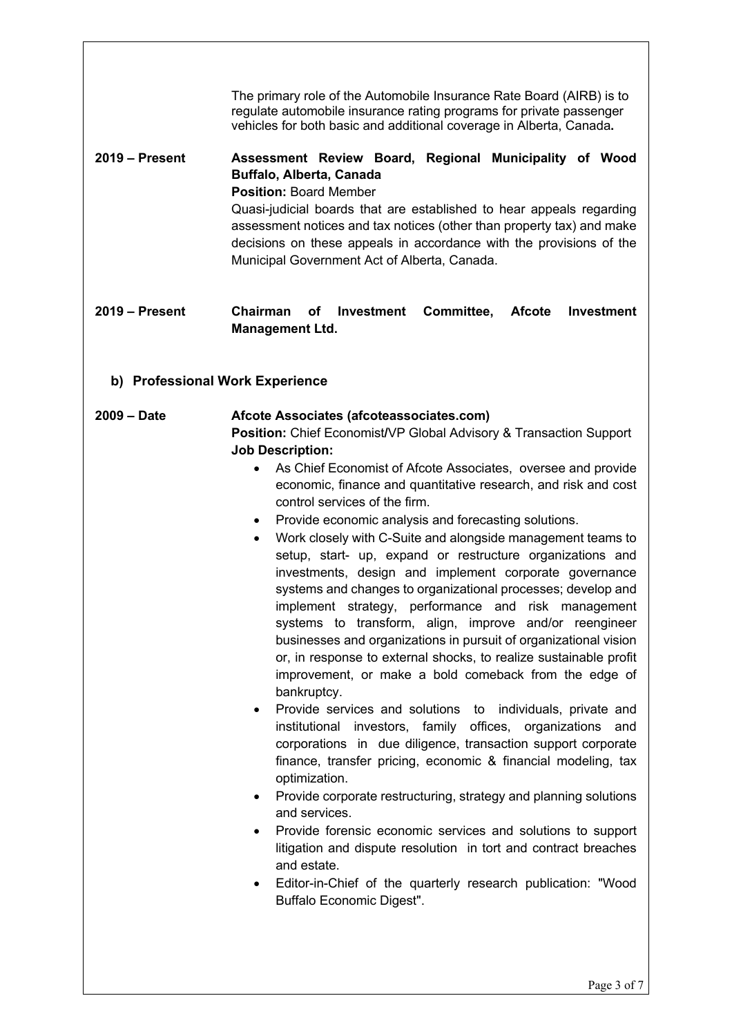The primary role of the Automobile Insurance Rate Board (AIRB) is to regulate automobile insurance rating programs for private passenger vehicles for both basic and additional coverage in Alberta, Canada**.**

**2019 – Present** **Assessment Review Board, Regional Municipality of Wood Buffalo, Alberta, Canada**
**Position:** Board Member
Quasi-judicial boards that are established to hear appeals regarding assessment notices and tax notices (other than property tax) and make decisions on these appeals in accordance with the provisions of the Municipal Government Act of Alberta, Canada.

**2019 – Present** **Chairman of Investment Committee, Afcote Investment Management Ltd.**

### b) Professional Work Experience

**2009 – Date** **Afcote Associates (afcoteassociates.com)**
**Position:** Chief Economist/VP Global Advisory & Transaction Support
**Job Description:**

- As Chief Economist of Afcote Associates, oversee and provide economic, finance and quantitative research, and risk and cost control services of the firm.
- Provide economic analysis and forecasting solutions.
- Work closely with C-Suite and alongside management teams to setup, start- up, expand or restructure organizations and investments, design and implement corporate governance systems and changes to organizational processes; develop and implement strategy, performance and risk management systems to transform, align, improve and/or reengineer businesses and organizations in pursuit of organizational vision or, in response to external shocks, to realize sustainable profit improvement, or make a bold comeback from the edge of bankruptcy.
- Provide services and solutions to individuals, private and institutional investors, family offices, organizations and corporations in due diligence, transaction support corporate finance, transfer pricing, economic & financial modeling, tax optimization.
- Provide corporate restructuring, strategy and planning solutions and services.
- Provide forensic economic services and solutions to support litigation and dispute resolution in tort and contract breaches and estate.
- Editor-in-Chief of the quarterly research publication: "Wood Buffalo Economic Digest".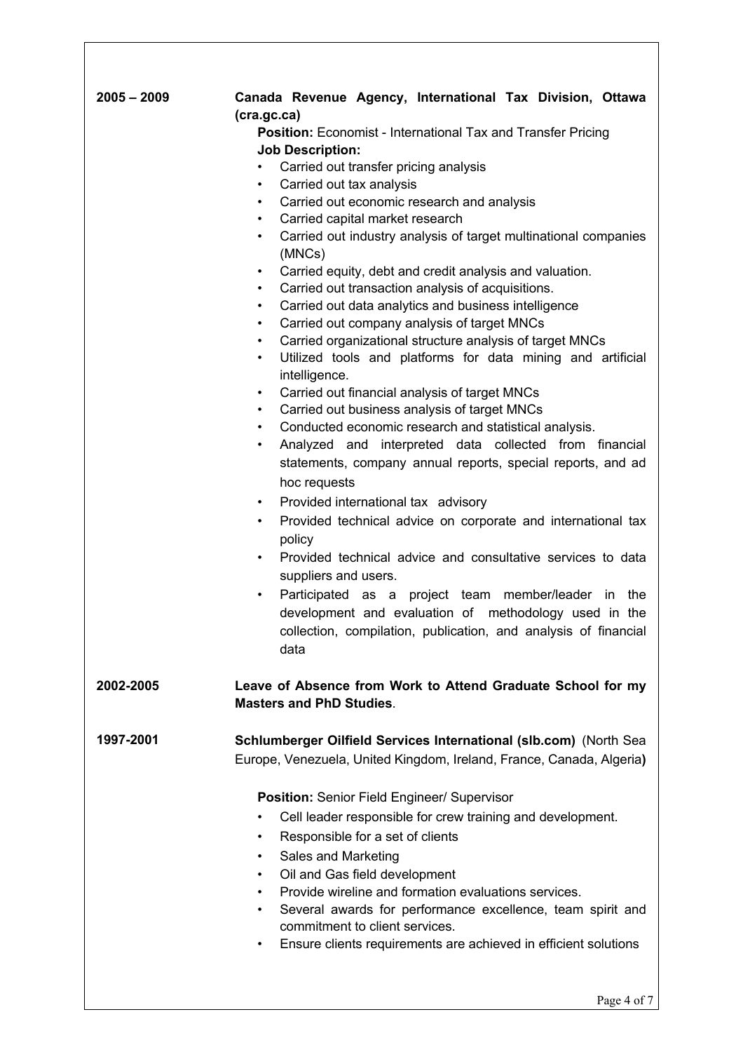**2005 – 2009**

**Canada Revenue Agency, International Tax Division, Ottawa (cra.gc.ca)**

**Position:** Economist - International Tax and Transfer Pricing

**Job Description:**

- Carried out transfer pricing analysis
- Carried out tax analysis
- Carried out economic research and analysis
- Carried capital market research
- Carried out industry analysis of target multinational companies (MNCs)
- Carried equity, debt and credit analysis and valuation.
- Carried out transaction analysis of acquisitions.
- Carried out data analytics and business intelligence
- Carried out company analysis of target MNCs
- Carried organizational structure analysis of target MNCs
- Utilized tools and platforms for data mining and artificial intelligence.
- Carried out financial analysis of target MNCs
- Carried out business analysis of target MNCs
- Conducted economic research and statistical analysis.
- Analyzed and interpreted data collected from financial statements, company annual reports, special reports, and ad hoc requests
- Provided international tax advisory
- Provided technical advice on corporate and international tax policy
- Provided technical advice and consultative services to data suppliers and users.
- Participated as a project team member/leader in the development and evaluation of methodology used in the collection, compilation, publication, and analysis of financial data

**2002-2005**

**Leave of Absence from Work to Attend Graduate School for my Masters and PhD Studies**.

**1997-2001**

**Schlumberger Oilfield Services International (slb.com)** (North Sea Europe, Venezuela, United Kingdom, Ireland, France, Canada, Algeria**)**

**Position:** Senior Field Engineer/ Supervisor

- Cell leader responsible for crew training and development.
- Responsible for a set of clients
- Sales and Marketing
- Oil and Gas field development
- Provide wireline and formation evaluations services.
- Several awards for performance excellence, team spirit and commitment to client services.
- Ensure clients requirements are achieved in efficient solutions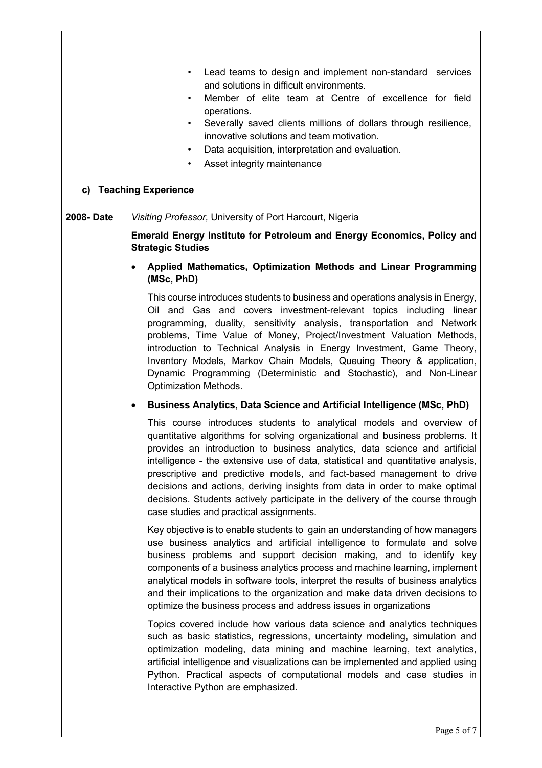- Lead teams to design and implement non-standard services and solutions in difficult environments.
- Member of elite team at Centre of excellence for field operations.
- Severally saved clients millions of dollars through resilience, innovative solutions and team motivation.
- Data acquisition, interpretation and evaluation.
- Asset integrity maintenance

### c) Teaching Experience

**2008- Date** *Visiting Professor,* University of Port Harcourt, Nigeria

**Emerald Energy Institute for Petroleum and Energy Economics, Policy and Strategic Studies**

- **Applied Mathematics, Optimization Methods and Linear Programming (MSc, PhD)**

  This course introduces students to business and operations analysis in Energy, Oil and Gas and covers investment-relevant topics including linear programming, duality, sensitivity analysis, transportation and Network problems, Time Value of Money, Project/Investment Valuation Methods, introduction to Technical Analysis in Energy Investment, Game Theory, Inventory Models, Markov Chain Models, Queuing Theory & application, Dynamic Programming (Deterministic and Stochastic), and Non-Linear Optimization Methods.

- **Business Analytics, Data Science and Artificial Intelligence (MSc, PhD)**

  This course introduces students to analytical models and overview of quantitative algorithms for solving organizational and business problems. It provides an introduction to business analytics, data science and artificial intelligence - the extensive use of data, statistical and quantitative analysis, prescriptive and predictive models, and fact-based management to drive decisions and actions, deriving insights from data in order to make optimal decisions. Students actively participate in the delivery of the course through case studies and practical assignments.

  Key objective is to enable students to gain an understanding of how managers use business analytics and artificial intelligence to formulate and solve business problems and support decision making, and to identify key components of a business analytics process and machine learning, implement analytical models in software tools, interpret the results of business analytics and their implications to the organization and make data driven decisions to optimize the business process and address issues in organizations

  Topics covered include how various data science and analytics techniques such as basic statistics, regressions, uncertainty modeling, simulation and optimization modeling, data mining and machine learning, text analytics, artificial intelligence and visualizations can be implemented and applied using Python. Practical aspects of computational models and case studies in Interactive Python are emphasized.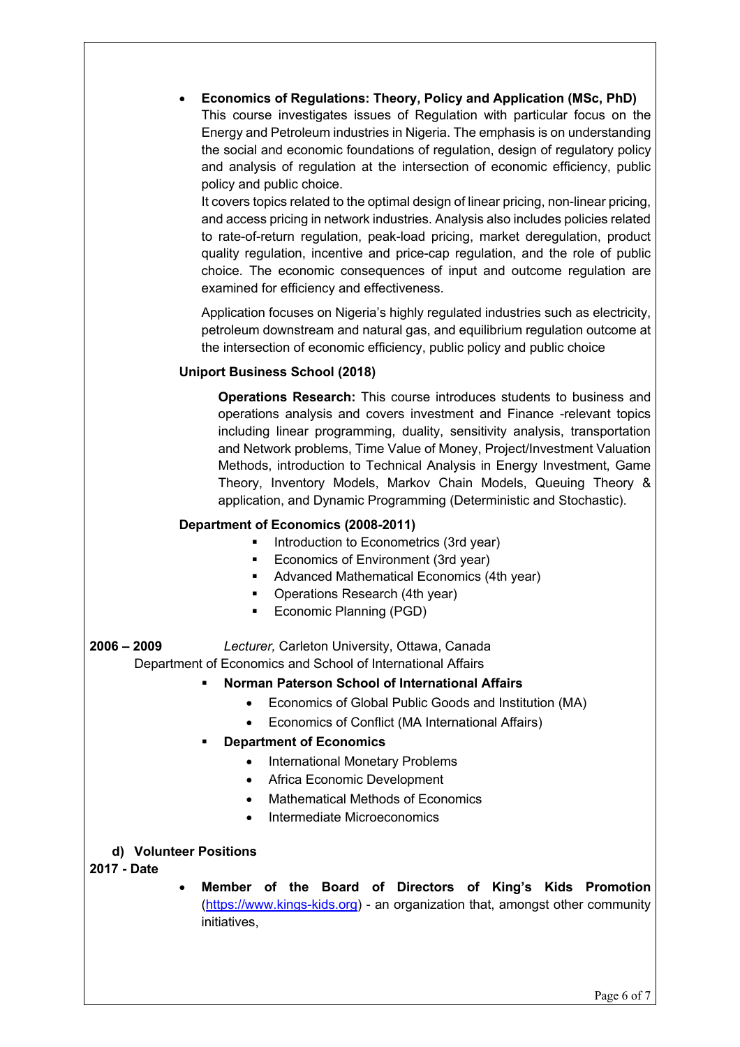- **Economics of Regulations: Theory, Policy and Application (MSc, PhD)**
  This course investigates issues of Regulation with particular focus on the Energy and Petroleum industries in Nigeria. The emphasis is on understanding the social and economic foundations of regulation, design of regulatory policy and analysis of regulation at the intersection of economic efficiency, public policy and public choice.
  It covers topics related to the optimal design of linear pricing, non-linear pricing, and access pricing in network industries. Analysis also includes policies related to rate-of-return regulation, peak-load pricing, market deregulation, product quality regulation, incentive and price-cap regulation, and the role of public choice. The economic consequences of input and outcome regulation are examined for efficiency and effectiveness.

  Application focuses on Nigeria's highly regulated industries such as electricity, petroleum downstream and natural gas, and equilibrium regulation outcome at the intersection of economic efficiency, public policy and public choice

**Uniport Business School (2018)**

**Operations Research:** This course introduces students to business and operations analysis and covers investment and Finance -relevant topics including linear programming, duality, sensitivity analysis, transportation and Network problems, Time Value of Money, Project/Investment Valuation Methods, introduction to Technical Analysis in Energy Investment, Game Theory, Inventory Models, Markov Chain Models, Queuing Theory & application, and Dynamic Programming (Deterministic and Stochastic).

**Department of Economics (2008-2011)**

- Introduction to Econometrics (3rd year)
- Economics of Environment (3rd year)
- Advanced Mathematical Economics (4th year)
- Operations Research (4th year)
- Economic Planning (PGD)

**2006 – 2009** *Lecturer,* Carleton University, Ottawa, Canada
Department of Economics and School of International Affairs

- **Norman Paterson School of International Affairs**
  - Economics of Global Public Goods and Institution (MA)
  - Economics of Conflict (MA International Affairs)
- **Department of Economics**
  - International Monetary Problems
  - Africa Economic Development
  - Mathematical Methods of Economics
  - Intermediate Microeconomics

**d) Volunteer Positions**

**2017 - Date**

- **Member of the Board of Directors of King's Kids Promotion** ([https://www.kings-kids.org](https://www.kings-kids.org)) - an organization that, amongst other community initiatives,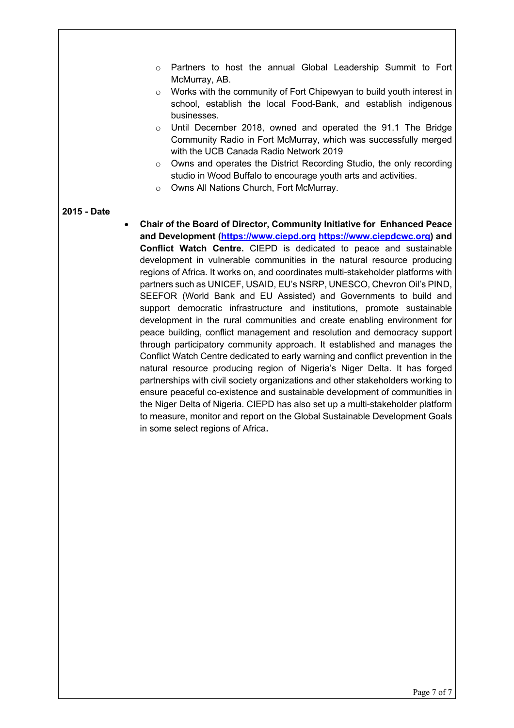- Partners to host the annual Global Leadership Summit to Fort McMurray, AB.
- Works with the community of Fort Chipewyan to build youth interest in school, establish the local Food-Bank, and establish indigenous businesses.
- Until December 2018, owned and operated the 91.1 The Bridge Community Radio in Fort McMurray, which was successfully merged with the UCB Canada Radio Network 2019
- Owns and operates the District Recording Studio, the only recording studio in Wood Buffalo to encourage youth arts and activities.
- Owns All Nations Church, Fort McMurray.

**2015 - Date**

- **Chair of the Board of Director, Community Initiative for Enhanced Peace and Development ([https://www.ciepd.org](https://www.ciepd.org) [https://www.ciepdcwc.org](https://www.ciepdcwc.org)) and Conflict Watch Centre.** CIEPD is dedicated to peace and sustainable development in vulnerable communities in the natural resource producing regions of Africa. It works on, and coordinates multi-stakeholder platforms with partners such as UNICEF, USAID, EU's NSRP, UNESCO, Chevron Oil's PIND, SEEFOR (World Bank and EU Assisted) and Governments to build and support democratic infrastructure and institutions, promote sustainable development in the rural communities and create enabling environment for peace building, conflict management and resolution and democracy support through participatory community approach. It established and manages the Conflict Watch Centre dedicated to early warning and conflict prevention in the natural resource producing region of Nigeria's Niger Delta. It has forged partnerships with civil society organizations and other stakeholders working to ensure peaceful co-existence and sustainable development of communities in the Niger Delta of Nigeria. CIEPD has also set up a multi-stakeholder platform to measure, monitor and report on the Global Sustainable Development Goals in some select regions of Africa**.**